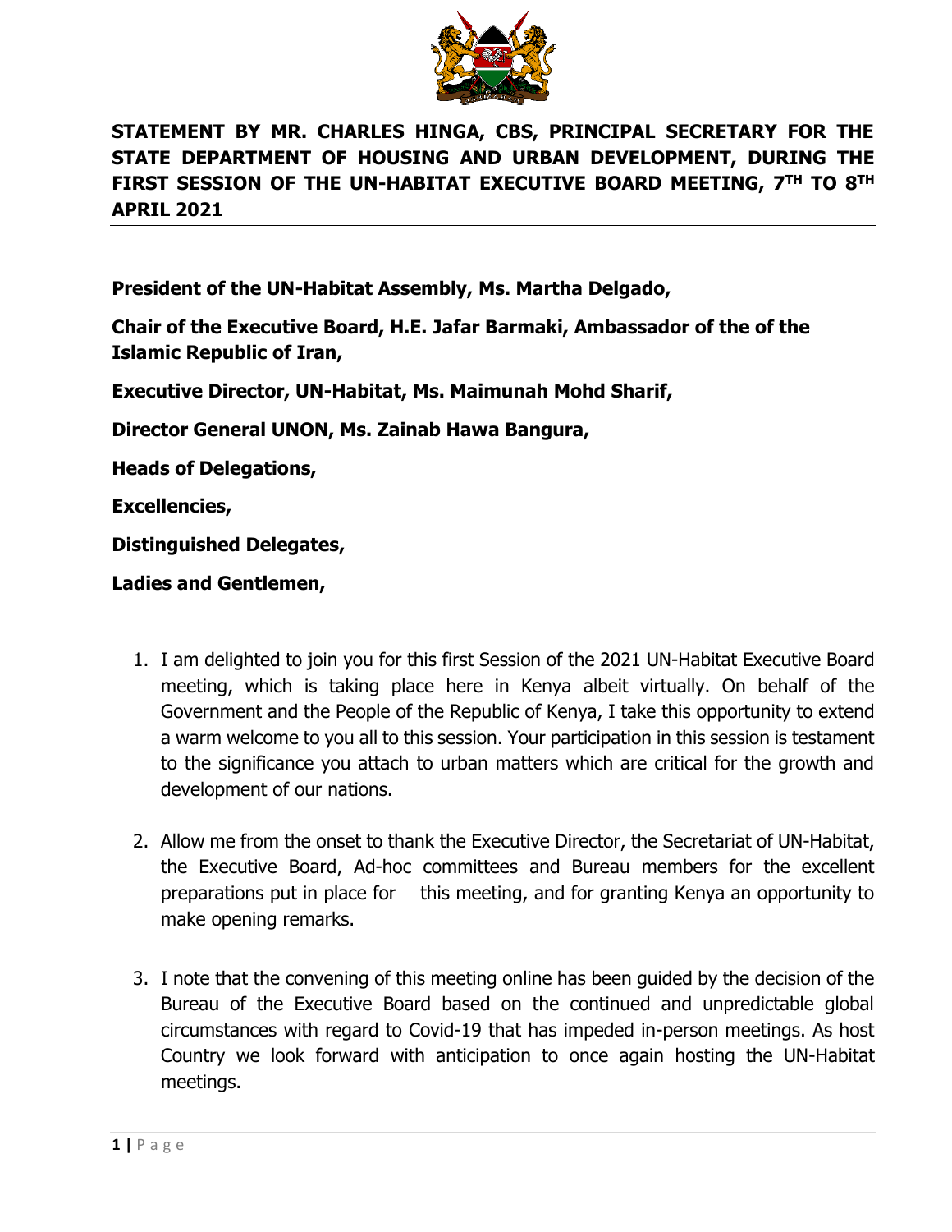**STATEMENT BY MR. CHARLES HINGA, CBS, PRINCIPAL SECRETARY FOR THE STATE DEPARTMENT OF HOUSING AND URBAN DEVELOPMENT, DURING THE FIRST SESSION OF THE UN-HABITAT EXECUTIVE BOARD MEETING, 7TH TO 8TH APRIL 2021**

---

**President of the UN-Habitat Assembly, Ms. Martha Delgado,**

**Chair of the Executive Board, H.E. Jafar Barmaki, Ambassador of the of the Islamic Republic of Iran,**

**Executive Director, UN-Habitat, Ms. Maimunah Mohd Sharif,**

**Director General UNON, Ms. Zainab Hawa Bangura,**

**Heads of Delegations,**

**Excellencies,**

**Distinguished Delegates,**

**Ladies and Gentlemen,**

1. I am delighted to join you for this first Session of the 2021 UN-Habitat Executive Board meeting, which is taking place here in Kenya albeit virtually. On behalf of the Government and the People of the Republic of Kenya, I take this opportunity to extend a warm welcome to you all to this session. Your participation in this session is testament to the significance you attach to urban matters which are critical for the growth and development of our nations.

2. Allow me from the onset to thank the Executive Director, the Secretariat of UN-Habitat, the Executive Board, Ad-hoc committees and Bureau members for the excellent preparations put in place for this meeting, and for granting Kenya an opportunity to make opening remarks.

3. I note that the convening of this meeting online has been guided by the decision of the Bureau of the Executive Board based on the continued and unpredictable global circumstances with regard to Covid-19 that has impeded in-person meetings. As host Country we look forward with anticipation to once again hosting the UN-Habitat meetings.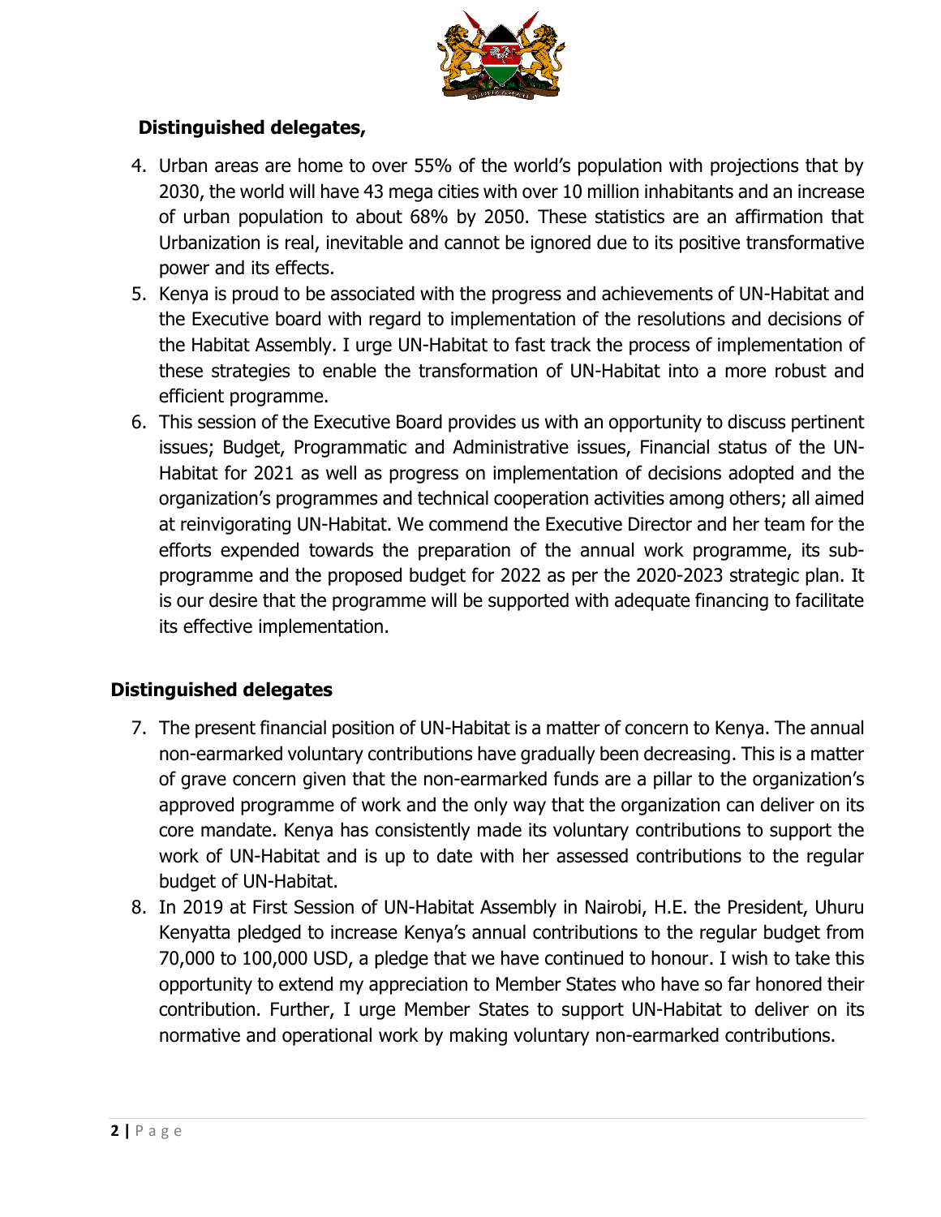**Distinguished delegates,**

4. Urban areas are home to over 55% of the world's population with projections that by 2030, the world will have 43 mega cities with over 10 million inhabitants and an increase of urban population to about 68% by 2050. These statistics are an affirmation that Urbanization is real, inevitable and cannot be ignored due to its positive transformative power and its effects.
5. Kenya is proud to be associated with the progress and achievements of UN-Habitat and the Executive board with regard to implementation of the resolutions and decisions of the Habitat Assembly. I urge UN-Habitat to fast track the process of implementation of these strategies to enable the transformation of UN-Habitat into a more robust and efficient programme.
6. This session of the Executive Board provides us with an opportunity to discuss pertinent issues; Budget, Programmatic and Administrative issues, Financial status of the UN-Habitat for 2021 as well as progress on implementation of decisions adopted and the organization's programmes and technical cooperation activities among others; all aimed at reinvigorating UN-Habitat. We commend the Executive Director and her team for the efforts expended towards the preparation of the annual work programme, its sub-programme and the proposed budget for 2022 as per the 2020-2023 strategic plan. It is our desire that the programme will be supported with adequate financing to facilitate its effective implementation.

**Distinguished delegates**

7. The present financial position of UN-Habitat is a matter of concern to Kenya. The annual non-earmarked voluntary contributions have gradually been decreasing. This is a matter of grave concern given that the non-earmarked funds are a pillar to the organization's approved programme of work and the only way that the organization can deliver on its core mandate. Kenya has consistently made its voluntary contributions to support the work of UN-Habitat and is up to date with her assessed contributions to the regular budget of UN-Habitat.
8. In 2019 at First Session of UN-Habitat Assembly in Nairobi, H.E. the President, Uhuru Kenyatta pledged to increase Kenya's annual contributions to the regular budget from 70,000 to 100,000 USD, a pledge that we have continued to honour. I wish to take this opportunity to extend my appreciation to Member States who have so far honored their contribution. Further, I urge Member States to support UN-Habitat to deliver on its normative and operational work by making voluntary non-earmarked contributions.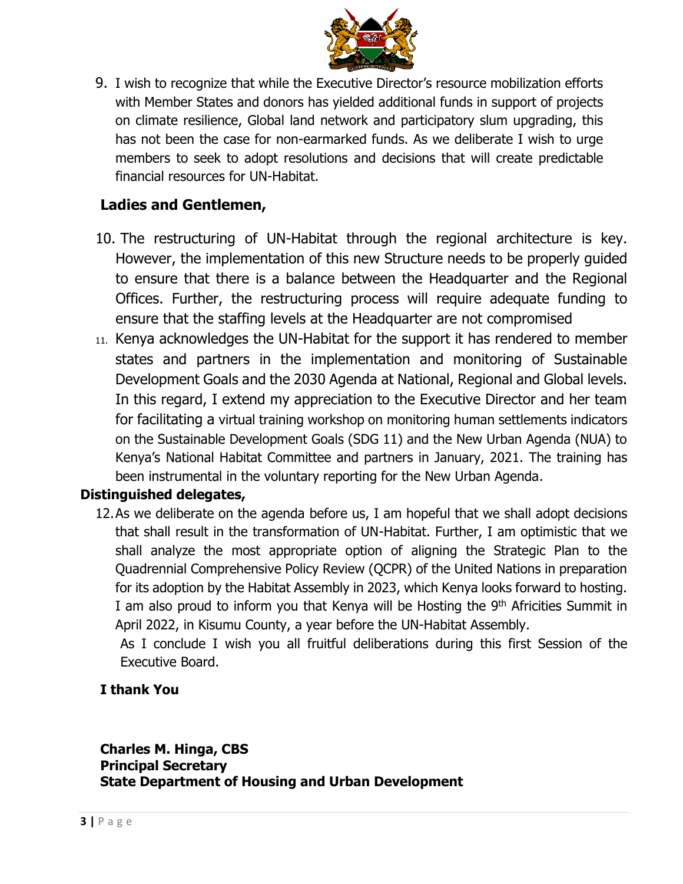9. I wish to recognize that while the Executive Director's resource mobilization efforts with Member States and donors has yielded additional funds in support of projects on climate resilience, Global land network and participatory slum upgrading, this has not been the case for non-earmarked funds. As we deliberate I wish to urge members to seek to adopt resolutions and decisions that will create predictable financial resources for UN-Habitat.

**Ladies and Gentlemen,**

10. The restructuring of UN-Habitat through the regional architecture is key. However, the implementation of this new Structure needs to be properly guided to ensure that there is a balance between the Headquarter and the Regional Offices. Further, the restructuring process will require adequate funding to ensure that the staffing levels at the Headquarter are not compromised
11. Kenya acknowledges the UN-Habitat for the support it has rendered to member states and partners in the implementation and monitoring of Sustainable Development Goals and the 2030 Agenda at National, Regional and Global levels. In this regard, I extend my appreciation to the Executive Director and her team for facilitating a virtual training workshop on monitoring human settlements indicators on the Sustainable Development Goals (SDG 11) and the New Urban Agenda (NUA) to Kenya's National Habitat Committee and partners in January, 2021. The training has been instrumental in the voluntary reporting for the New Urban Agenda.

**Distinguished delegates,**

12. As we deliberate on the agenda before us, I am hopeful that we shall adopt decisions that shall result in the transformation of UN-Habitat. Further, I am optimistic that we shall analyze the most appropriate option of aligning the Strategic Plan to the Quadrennial Comprehensive Policy Review (QCPR) of the United Nations in preparation for its adoption by the Habitat Assembly in 2023, which Kenya looks forward to hosting. I am also proud to inform you that Kenya will be Hosting the 9th Africities Summit in April 2022, in Kisumu County, a year before the UN-Habitat Assembly.

As I conclude I wish you all fruitful deliberations during this first Session of the Executive Board.

**I thank You**

**Charles M. Hinga, CBS**
**Principal Secretary**
**State Department of Housing and Urban Development**